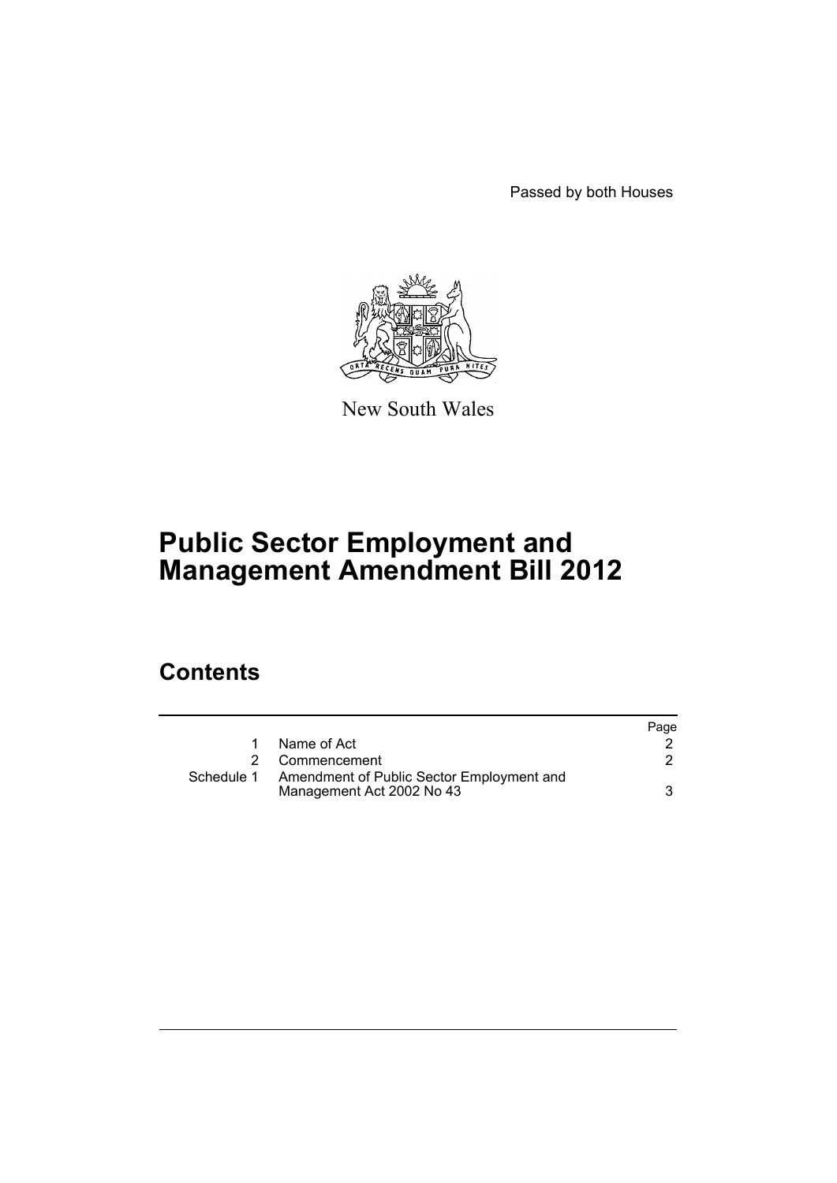Passed by both Houses

New South Wales

# Public Sector Employment and Management Amendment Bill 2012

## Contents

| | | Page |
|---|---|---|
| 1 | Name of Act | 2 |
| 2 | Commencement | 2 |
| Schedule 1 | Amendment of Public Sector Employment and Management Act 2002 No 43 | 3 |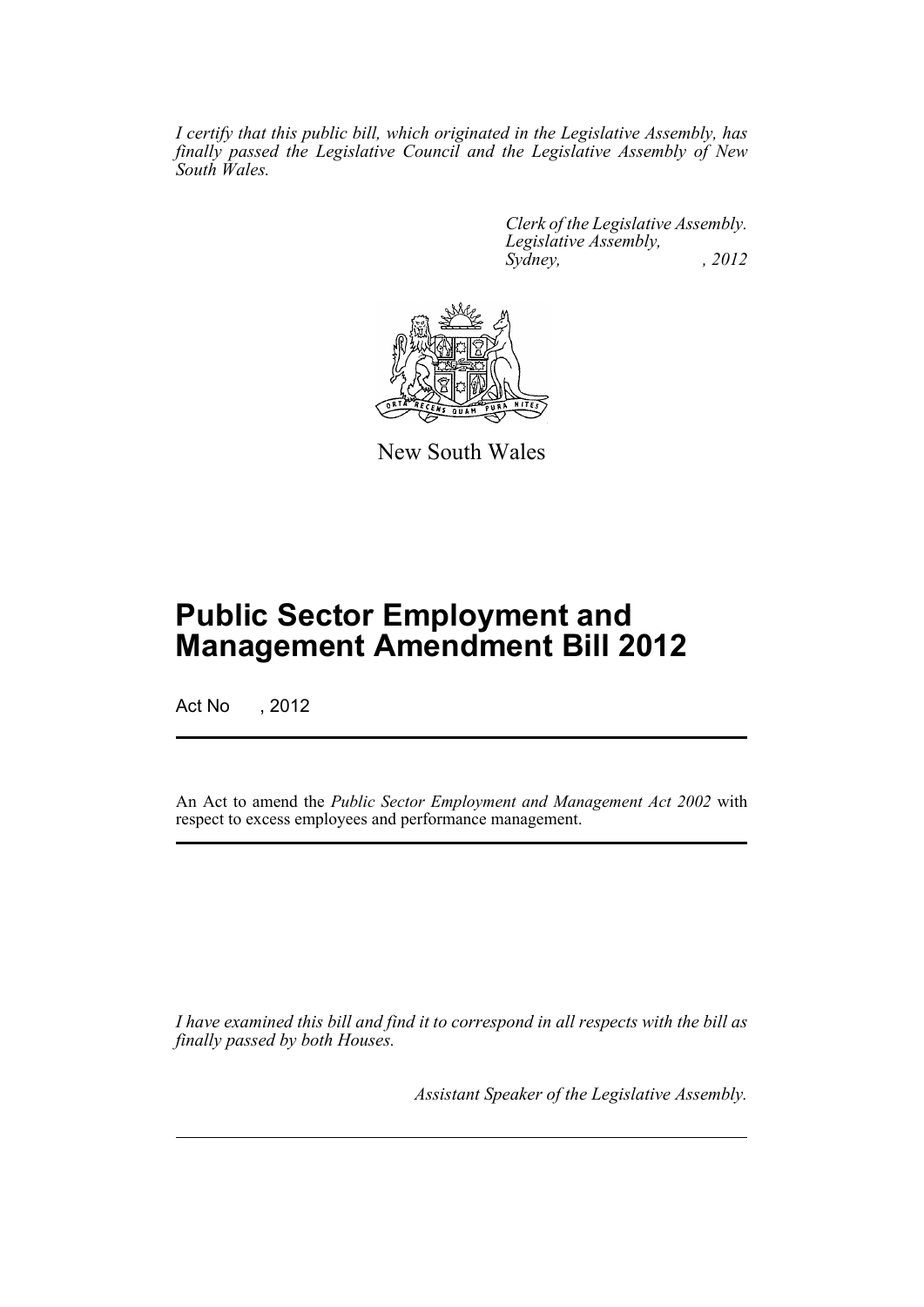*I certify that this public bill, which originated in the Legislative Assembly, has finally passed the Legislative Council and the Legislative Assembly of New South Wales.*

*Clerk of the Legislative Assembly.*
*Legislative Assembly,*
*Sydney, , 2012*

New South Wales

# Public Sector Employment and Management Amendment Bill 2012

Act No , 2012

An Act to amend the *Public Sector Employment and Management Act 2002* with respect to excess employees and performance management.

*I have examined this bill and find it to correspond in all respects with the bill as finally passed by both Houses.*

*Assistant Speaker of the Legislative Assembly.*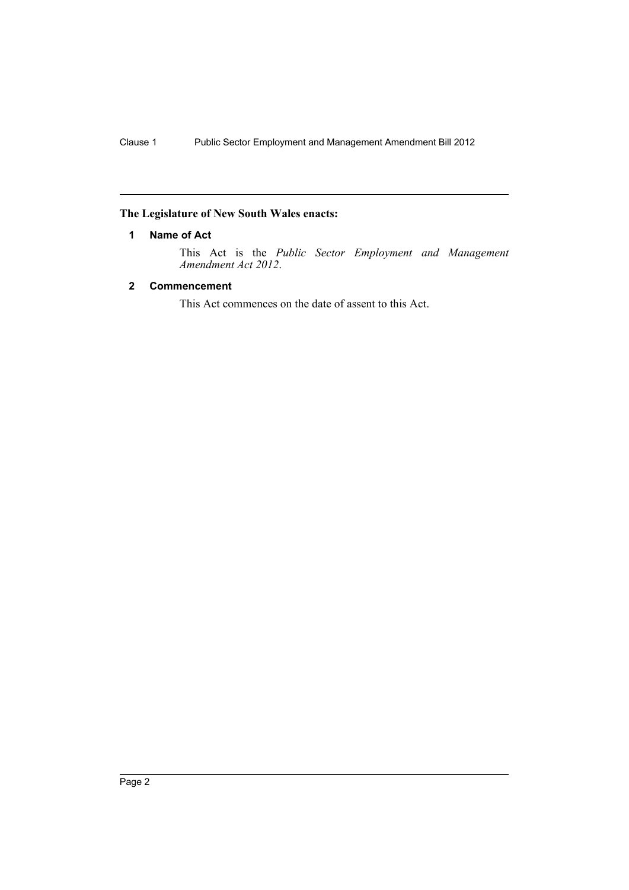**The Legislature of New South Wales enacts:**

### 1 Name of Act

This Act is the *Public Sector Employment and Management Amendment Act 2012*.

### 2 Commencement

This Act commences on the date of assent to this Act.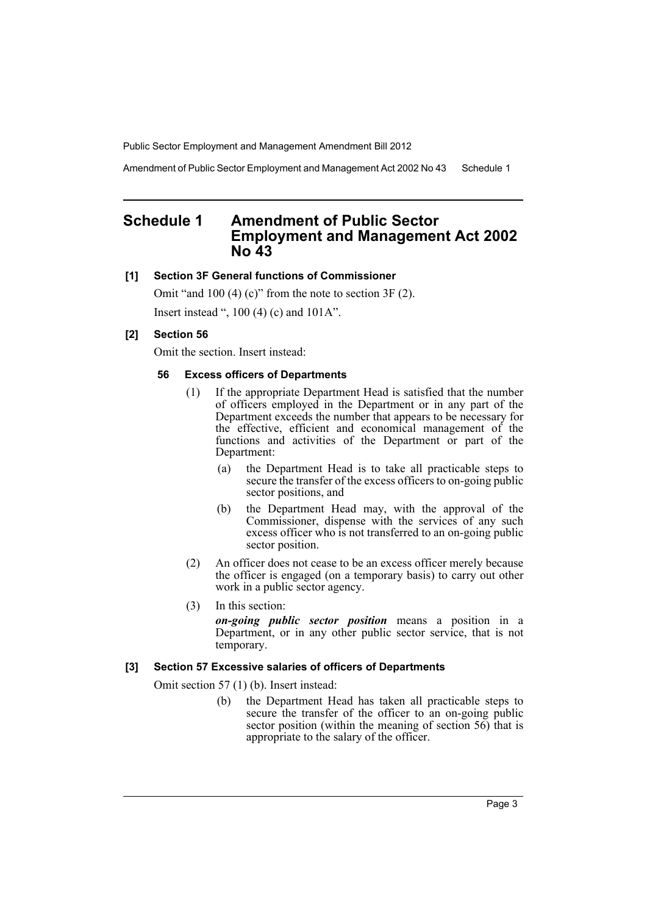# Schedule 1 Amendment of Public Sector Employment and Management Act 2002 No 43

**[1] Section 3F General functions of Commissioner**

Omit "and 100 (4) (c)" from the note to section 3F (2).

Insert instead ", 100 (4) (c) and 101A".

**[2] Section 56**

Omit the section. Insert instead:

**56 Excess officers of Departments**

(1) If the appropriate Department Head is satisfied that the number of officers employed in the Department or in any part of the Department exceeds the number that appears to be necessary for the effective, efficient and economical management of the functions and activities of the Department or part of the Department:

(a) the Department Head is to take all practicable steps to secure the transfer of the excess officers to on-going public sector positions, and

(b) the Department Head may, with the approval of the Commissioner, dispense with the services of any such excess officer who is not transferred to an on-going public sector position.

(2) An officer does not cease to be an excess officer merely because the officer is engaged (on a temporary basis) to carry out other work in a public sector agency.

(3) In this section:

***on-going public sector position*** means a position in a Department, or in any other public sector service, that is not temporary.

**[3] Section 57 Excessive salaries of officers of Departments**

Omit section 57 (1) (b). Insert instead:

(b) the Department Head has taken all practicable steps to secure the transfer of the officer to an on-going public sector position (within the meaning of section 56) that is appropriate to the salary of the officer.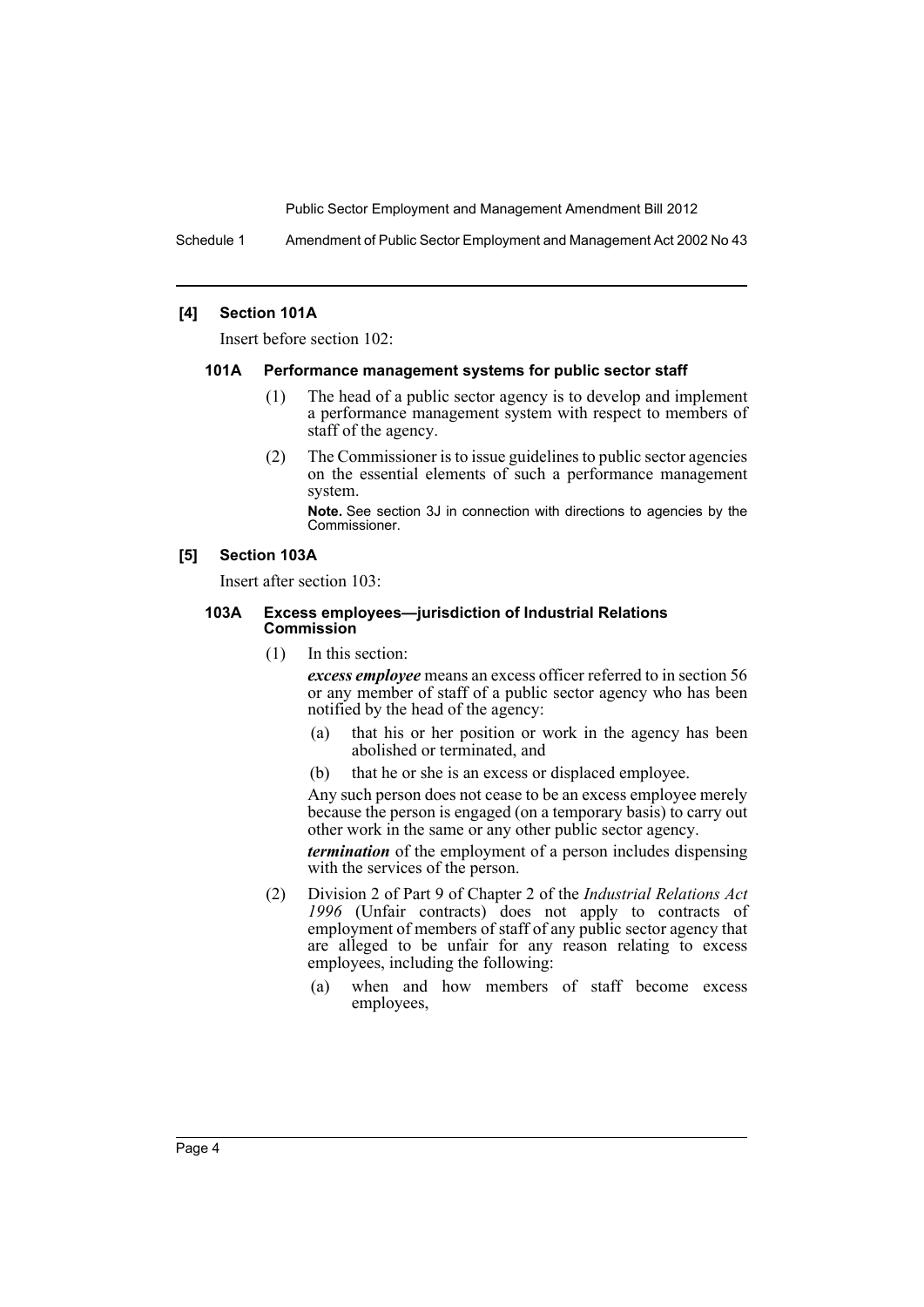### [4] Section 101A

Insert before section 102:

#### 101A Performance management systems for public sector staff

(1) The head of a public sector agency is to develop and implement a performance management system with respect to members of staff of the agency.

(2) The Commissioner is to issue guidelines to public sector agencies on the essential elements of such a performance management system.

**Note.** See section 3J in connection with directions to agencies by the Commissioner.

### [5] Section 103A

Insert after section 103:

#### 103A Excess employees—jurisdiction of Industrial Relations Commission

(1) In this section:

***excess employee*** means an excess officer referred to in section 56 or any member of staff of a public sector agency who has been notified by the head of the agency:

(a) that his or her position or work in the agency has been abolished or terminated, and

(b) that he or she is an excess or displaced employee.

Any such person does not cease to be an excess employee merely because the person is engaged (on a temporary basis) to carry out other work in the same or any other public sector agency.

***termination*** of the employment of a person includes dispensing with the services of the person.

(2) Division 2 of Part 9 of Chapter 2 of the *Industrial Relations Act 1996* (Unfair contracts) does not apply to contracts of employment of members of staff of any public sector agency that are alleged to be unfair for any reason relating to excess employees, including the following:

(a) when and how members of staff become excess employees,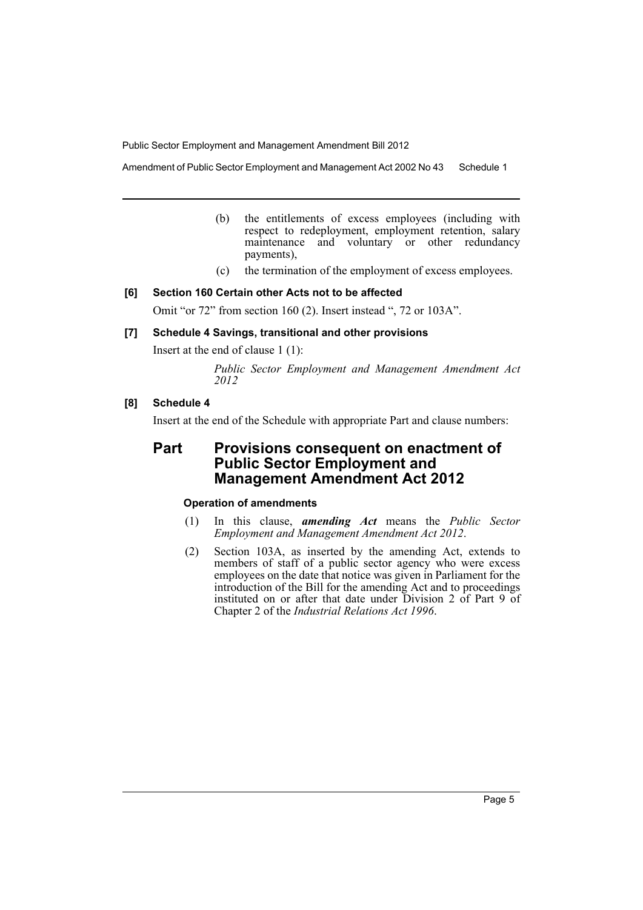(b) the entitlements of excess employees (including with respect to redeployment, employment retention, salary maintenance and voluntary or other redundancy payments),

(c) the termination of the employment of excess employees.

**[6] Section 160 Certain other Acts not to be affected**

Omit "or 72" from section 160 (2). Insert instead ", 72 or 103A".

**[7] Schedule 4 Savings, transitional and other provisions**

Insert at the end of clause 1 (1):

*Public Sector Employment and Management Amendment Act 2012*

**[8] Schedule 4**

Insert at the end of the Schedule with appropriate Part and clause numbers:

## Part Provisions consequent on enactment of Public Sector Employment and Management Amendment Act 2012

**Operation of amendments**

(1) In this clause, ***amending Act*** means the *Public Sector Employment and Management Amendment Act 2012*.

(2) Section 103A, as inserted by the amending Act, extends to members of staff of a public sector agency who were excess employees on the date that notice was given in Parliament for the introduction of the Bill for the amending Act and to proceedings instituted on or after that date under Division 2 of Part 9 of Chapter 2 of the *Industrial Relations Act 1996*.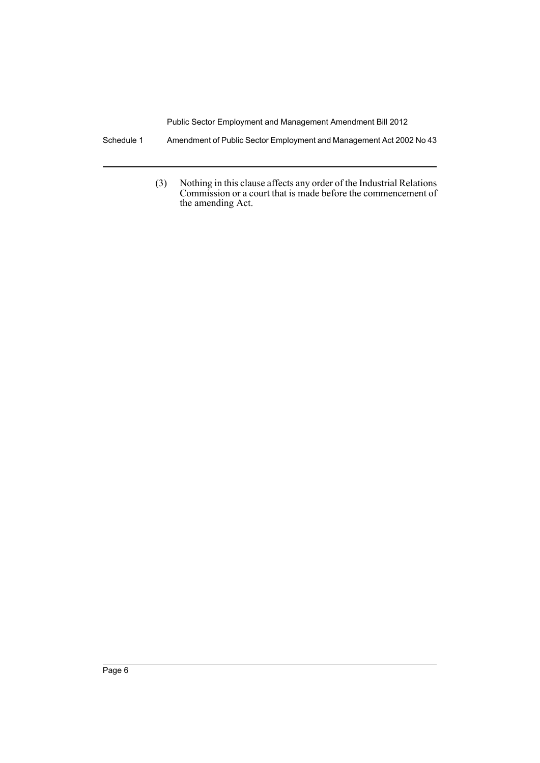(3) Nothing in this clause affects any order of the Industrial Relations Commission or a court that is made before the commencement of the amending Act.